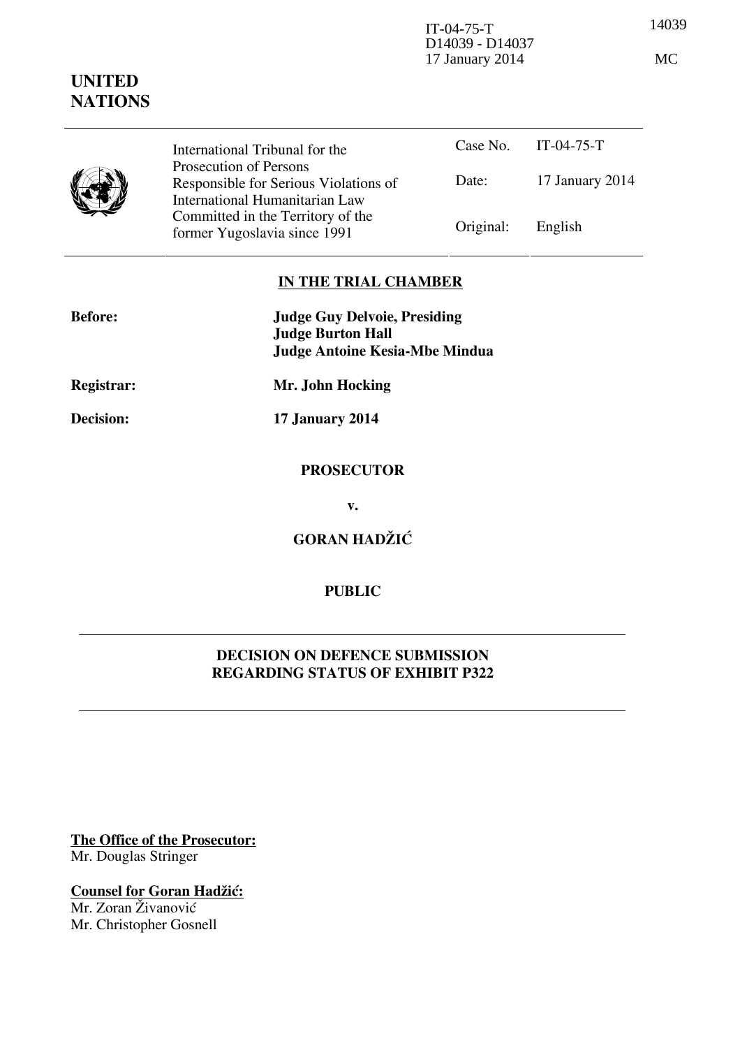IT-04-75-T
D14039 - D14037
17 January 2014

14039

MC

**UNITED NATIONS**

| International Tribunal for the Prosecution of Persons Responsible for Serious Violations of International Humanitarian Law Committed in the Territory of the former Yugoslavia since 1991 | Case No. | IT-04-75-T |
|---|---|---|
| | Date: | 17 January 2014 |
| | Original: | English |

**IN THE TRIAL CHAMBER**

**Before:** **Judge Guy Delvoie, Presiding**
**Judge Burton Hall**
**Judge Antoine Kesia-Mbe Mindua**

**Registrar:** **Mr. John Hocking**

**Decision:** **17 January 2014**

**PROSECUTOR**

**v.**

**GORAN HADŽIĆ**

**PUBLIC**

**DECISION ON DEFENCE SUBMISSION REGARDING STATUS OF EXHIBIT P322**

**The Office of the Prosecutor:**
Mr. Douglas Stringer

**Counsel for Goran Hadžić:**
Mr. Zoran Živanović
Mr. Christopher Gosnell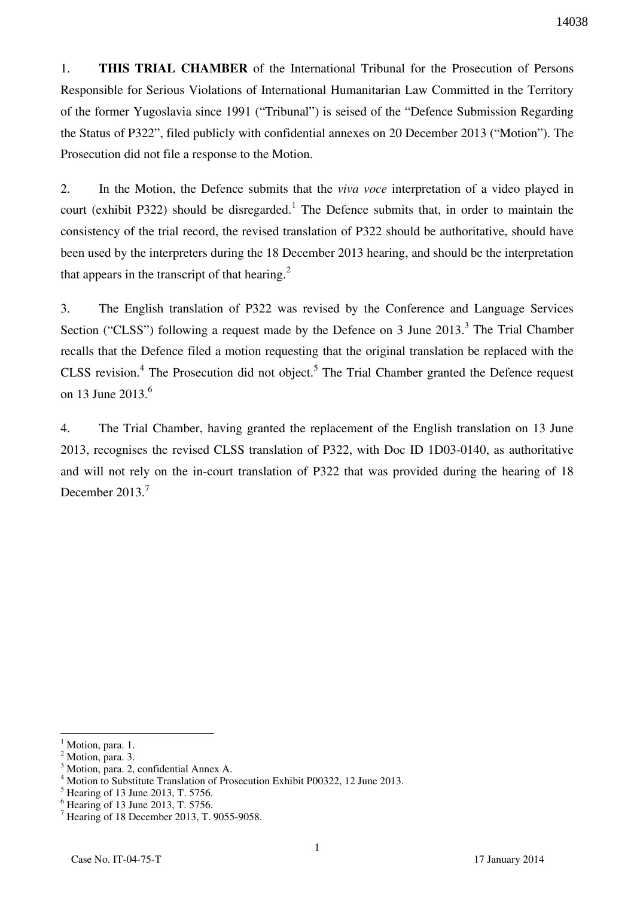1. **THIS TRIAL CHAMBER** of the International Tribunal for the Prosecution of Persons Responsible for Serious Violations of International Humanitarian Law Committed in the Territory of the former Yugoslavia since 1991 ("Tribunal") is seised of the "Defence Submission Regarding the Status of P322", filed publicly with confidential annexes on 20 December 2013 ("Motion"). The Prosecution did not file a response to the Motion.

2. In the Motion, the Defence submits that the *viva voce* interpretation of a video played in court (exhibit P322) should be disregarded.[1] The Defence submits that, in order to maintain the consistency of the trial record, the revised translation of P322 should be authoritative, should have been used by the interpreters during the 18 December 2013 hearing, and should be the interpretation that appears in the transcript of that hearing.[2]

3. The English translation of P322 was revised by the Conference and Language Services Section ("CLSS") following a request made by the Defence on 3 June 2013.[3] The Trial Chamber recalls that the Defence filed a motion requesting that the original translation be replaced with the CLSS revision.[4] The Prosecution did not object.[5] The Trial Chamber granted the Defence request on 13 June 2013.[6]

4. The Trial Chamber, having granted the replacement of the English translation on 13 June 2013, recognises the revised CLSS translation of P322, with Doc ID 1D03-0140, as authoritative and will not rely on the in-court translation of P322 that was provided during the hearing of 18 December 2013.[7]

---

[1] Motion, para. 1.
[2] Motion, para. 3.
[3] Motion, para. 2, confidential Annex A.
[4] Motion to Substitute Translation of Prosecution Exhibit P00322, 12 June 2013.
[5] Hearing of 13 June 2013, T. 5756.
[6] Hearing of 13 June 2013, T. 5756.
[7] Hearing of 18 December 2013, T. 9055-9058.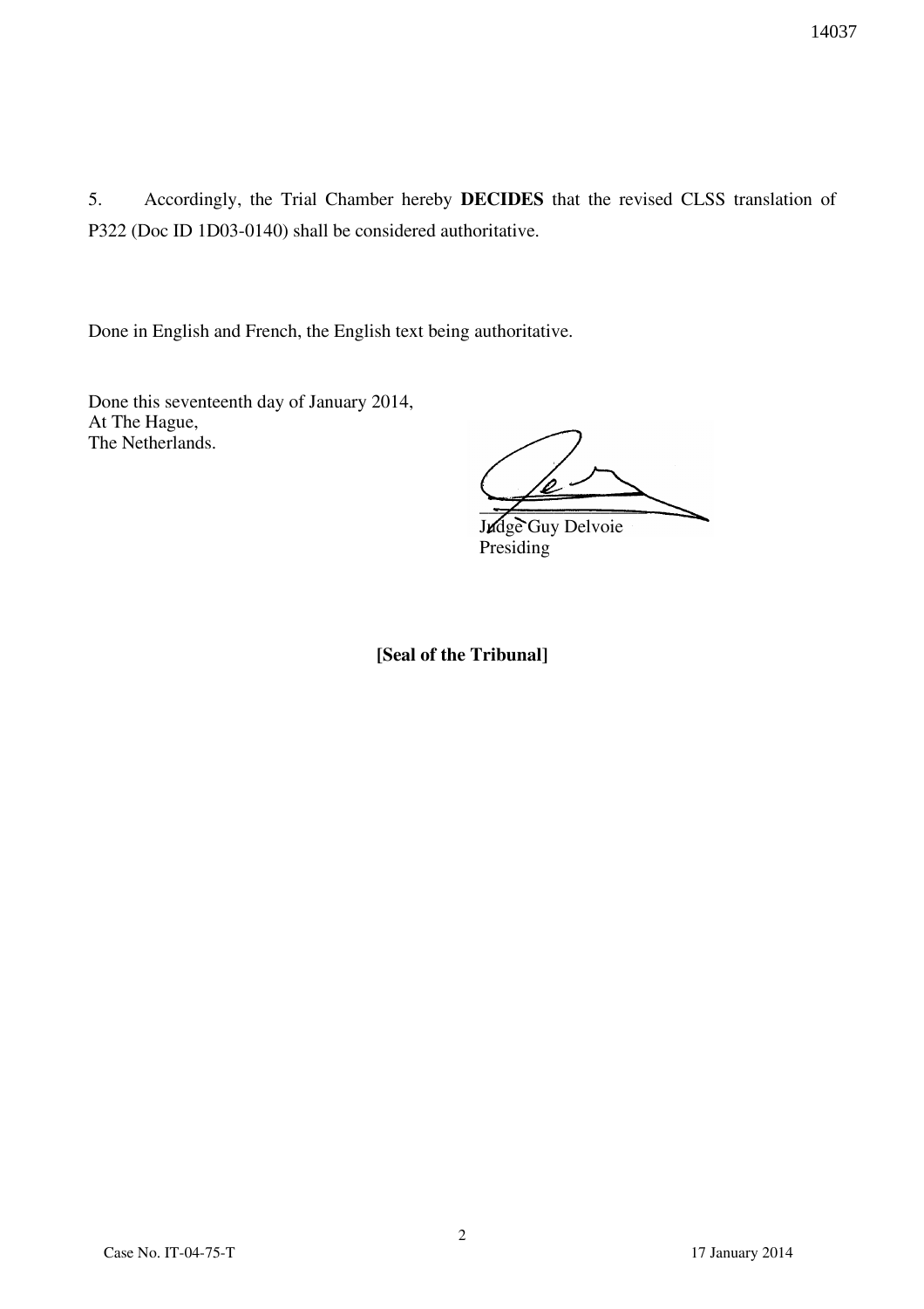5. Accordingly, the Trial Chamber hereby **DECIDES** that the revised CLSS translation of P322 (Doc ID 1D03-0140) shall be considered authoritative.

Done in English and French, the English text being authoritative.

Done this seventeenth day of January 2014,
At The Hague,
The Netherlands.

Judge Guy Delvoie
Presiding

**[Seal of the Tribunal]**